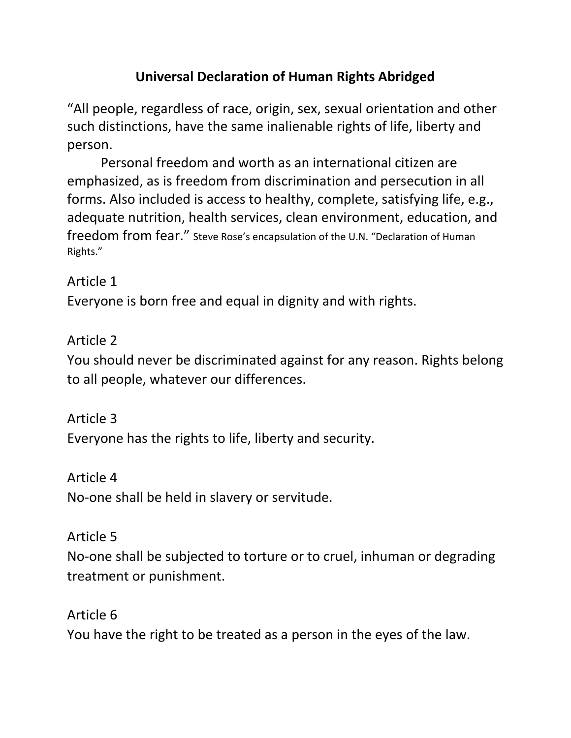# Universal Declaration of Human Rights Abridged

"All people, regardless of race, origin, sex, sexual orientation and other such distinctions, have the same inalienable rights of life, liberty and person.

Personal freedom and worth as an international citizen are emphasized, as is freedom from discrimination and persecution in all forms. Also included is access to healthy, complete, satisfying life, e.g., adequate nutrition, health services, clean environment, education, and freedom from fear." Steve Rose's encapsulation of the U.N. "Declaration of Human Rights."

Article 1
Everyone is born free and equal in dignity and with rights.

Article 2
You should never be discriminated against for any reason. Rights belong to all people, whatever our differences.

Article 3
Everyone has the rights to life, liberty and security.

Article 4
No-one shall be held in slavery or servitude.

Article 5
No-one shall be subjected to torture or to cruel, inhuman or degrading treatment or punishment.

Article 6
You have the right to be treated as a person in the eyes of the law.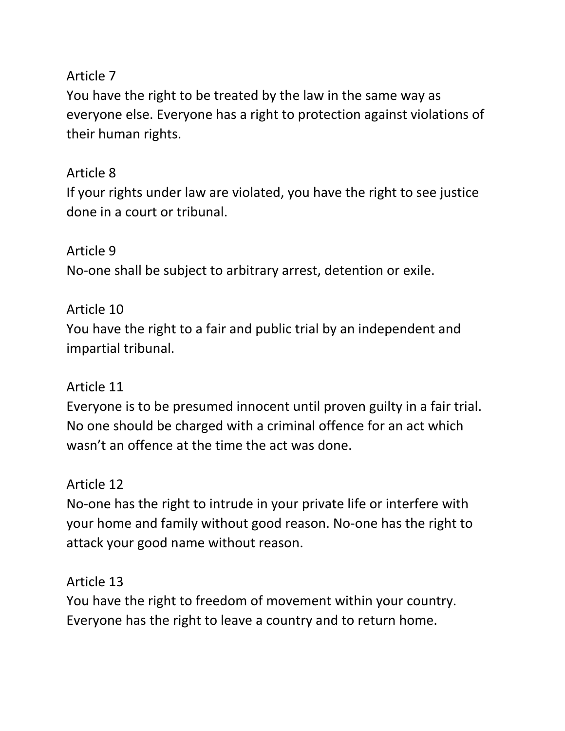Article 7

You have the right to be treated by the law in the same way as everyone else. Everyone has a right to protection against violations of their human rights.

Article 8

If your rights under law are violated, you have the right to see justice done in a court or tribunal.

Article 9

No-one shall be subject to arbitrary arrest, detention or exile.

Article 10

You have the right to a fair and public trial by an independent and impartial tribunal.

Article 11

Everyone is to be presumed innocent until proven guilty in a fair trial. No one should be charged with a criminal offence for an act which wasn't an offence at the time the act was done.

Article 12

No-one has the right to intrude in your private life or interfere with your home and family without good reason. No-one has the right to attack your good name without reason.

Article 13

You have the right to freedom of movement within your country. Everyone has the right to leave a country and to return home.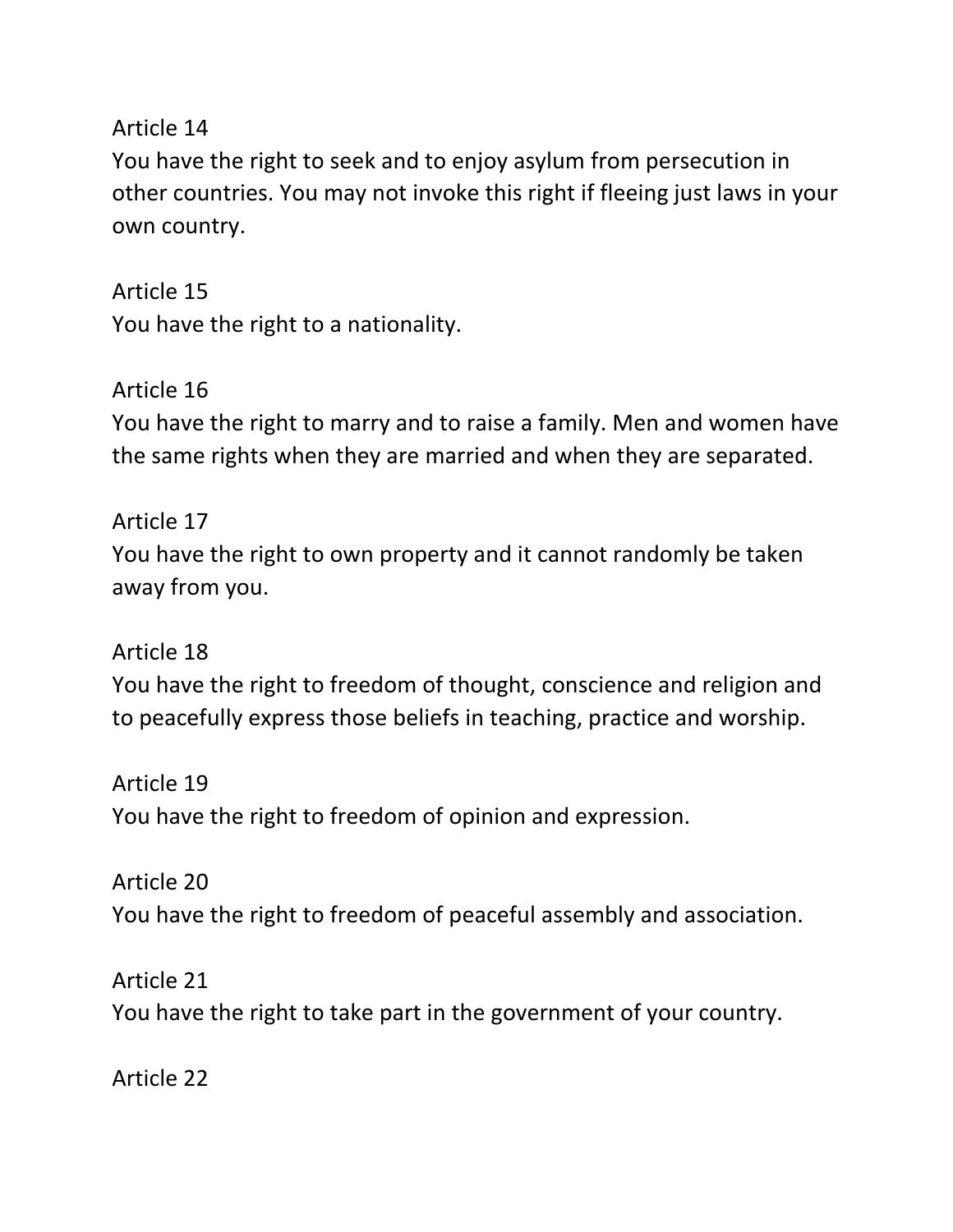Article 14

You have the right to seek and to enjoy asylum from persecution in other countries. You may not invoke this right if fleeing just laws in your own country.

Article 15

You have the right to a nationality.

Article 16

You have the right to marry and to raise a family. Men and women have the same rights when they are married and when they are separated.

Article 17

You have the right to own property and it cannot randomly be taken away from you.

Article 18

You have the right to freedom of thought, conscience and religion and to peacefully express those beliefs in teaching, practice and worship.

Article 19

You have the right to freedom of opinion and expression.

Article 20

You have the right to freedom of peaceful assembly and association.

Article 21

You have the right to take part in the government of your country.

Article 22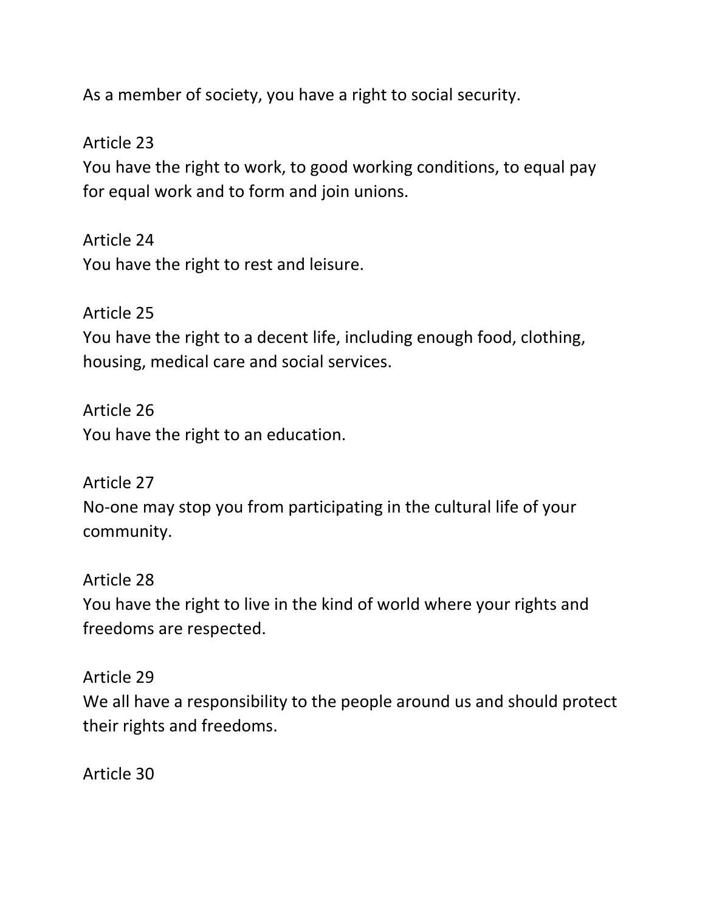As a member of society, you have a right to social security.

Article 23
You have the right to work, to good working conditions, to equal pay for equal work and to form and join unions.

Article 24
You have the right to rest and leisure.

Article 25
You have the right to a decent life, including enough food, clothing, housing, medical care and social services.

Article 26
You have the right to an education.

Article 27
No-one may stop you from participating in the cultural life of your community.

Article 28
You have the right to live in the kind of world where your rights and freedoms are respected.

Article 29
We all have a responsibility to the people around us and should protect their rights and freedoms.

Article 30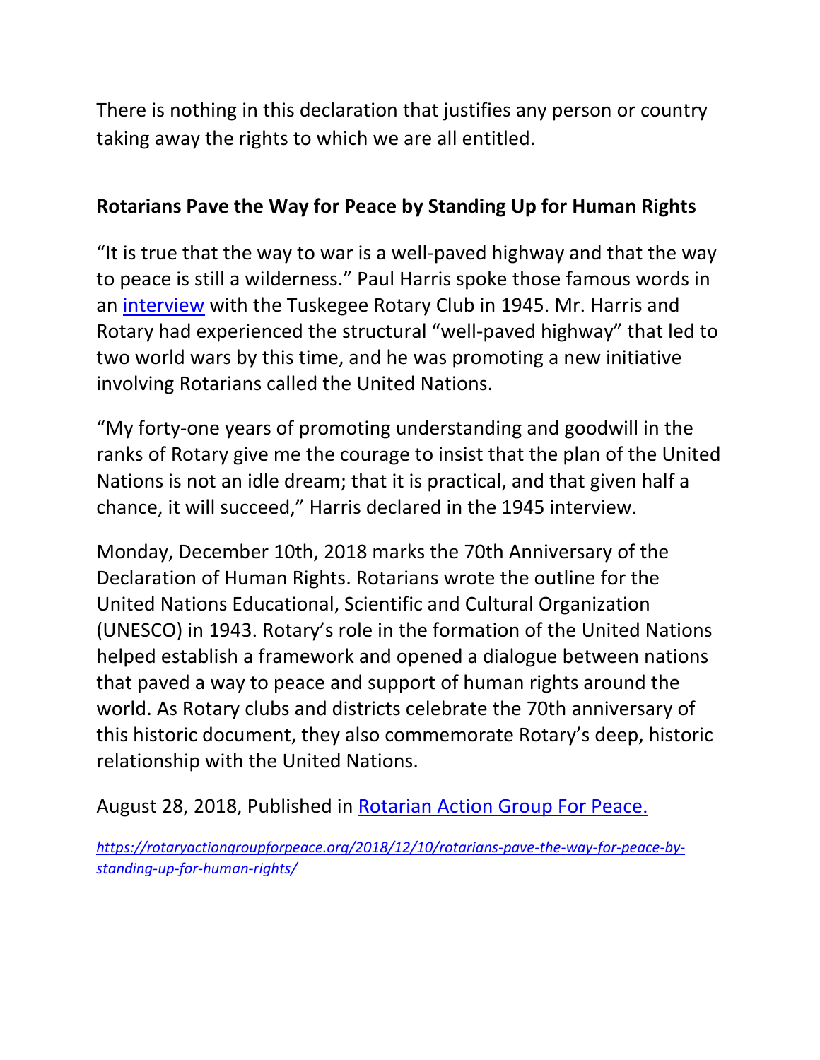There is nothing in this declaration that justifies any person or country taking away the rights to which we are all entitled.

**Rotarians Pave the Way for Peace by Standing Up for Human Rights**

"It is true that the way to war is a well-paved highway and that the way to peace is still a wilderness." Paul Harris spoke those famous words in an interview with the Tuskegee Rotary Club in 1945. Mr. Harris and Rotary had experienced the structural "well-paved highway" that led to two world wars by this time, and he was promoting a new initiative involving Rotarians called the United Nations.

"My forty-one years of promoting understanding and goodwill in the ranks of Rotary give me the courage to insist that the plan of the United Nations is not an idle dream; that it is practical, and that given half a chance, it will succeed," Harris declared in the 1945 interview.

Monday, December 10th, 2018 marks the 70th Anniversary of the Declaration of Human Rights. Rotarians wrote the outline for the United Nations Educational, Scientific and Cultural Organization (UNESCO) in 1943. Rotary's role in the formation of the United Nations helped establish a framework and opened a dialogue between nations that paved a way to peace and support of human rights around the world. As Rotary clubs and districts celebrate the 70th anniversary of this historic document, they also commemorate Rotary's deep, historic relationship with the United Nations.

August 28, 2018, Published in Rotarian Action Group For Peace.

*https://rotaryactiongroupforpeace.org/2018/12/10/rotarians-pave-the-way-for-peace-by-standing-up-for-human-rights/*